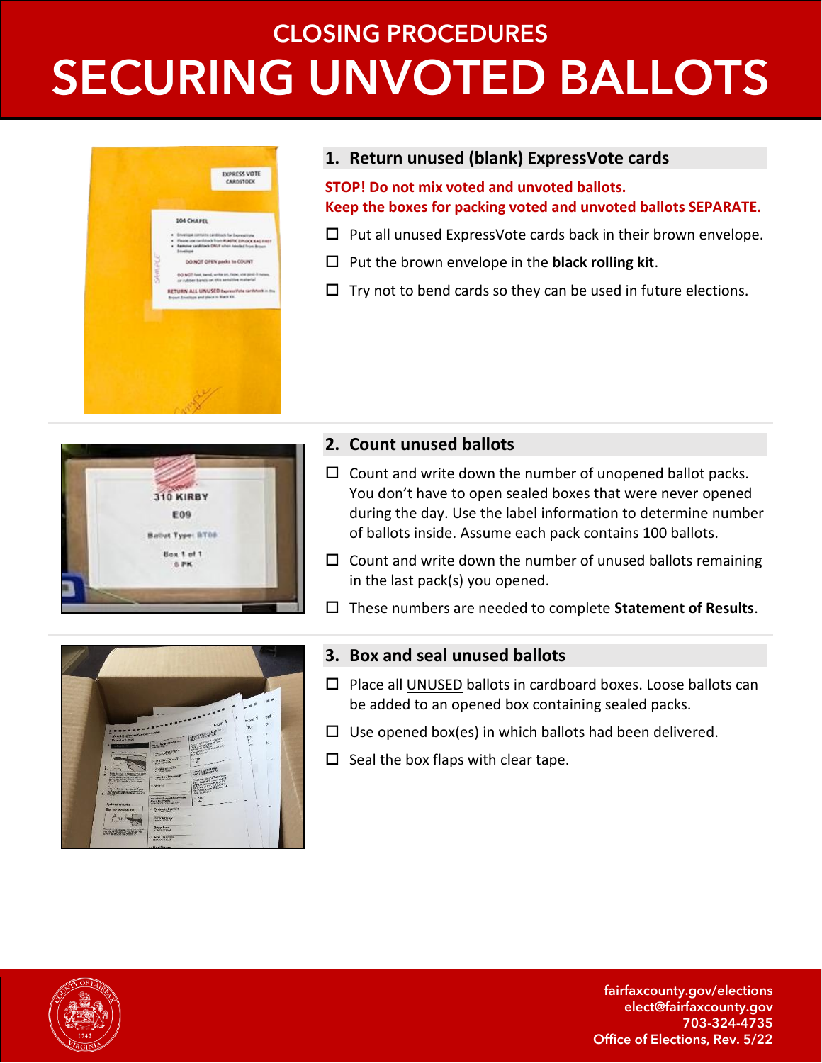# CLOSING PROCEDURES

# SECURING UNVOTED BALLOTS

## 1. Return unused (blank) ExpressVote cards

**STOP! Do not mix voted and unvoted ballots.**
**Keep the boxes for packing voted and unvoted ballots SEPARATE.**

- ☐ Put all unused ExpressVote cards back in their brown envelope.
- ☐ Put the brown envelope in the **black rolling kit**.
- ☐ Try not to bend cards so they can be used in future elections.

## 2. Count unused ballots

- ☐ Count and write down the number of unopened ballot packs. You don't have to open sealed boxes that were never opened during the day. Use the label information to determine number of ballots inside. Assume each pack contains 100 ballots.
- ☐ Count and write down the number of unused ballots remaining in the last pack(s) you opened.
- ☐ These numbers are needed to complete **Statement of Results**.

## 3. Box and seal unused ballots

- ☐ Place all UNUSED ballots in cardboard boxes. Loose ballots can be added to an opened box containing sealed packs.
- ☐ Use opened box(es) in which ballots had been delivered.
- ☐ Seal the box flaps with clear tape.

fairfaxcounty.gov/elections
elect@fairfaxcounty.gov
703-324-4735
Office of Elections, Rev. 5/22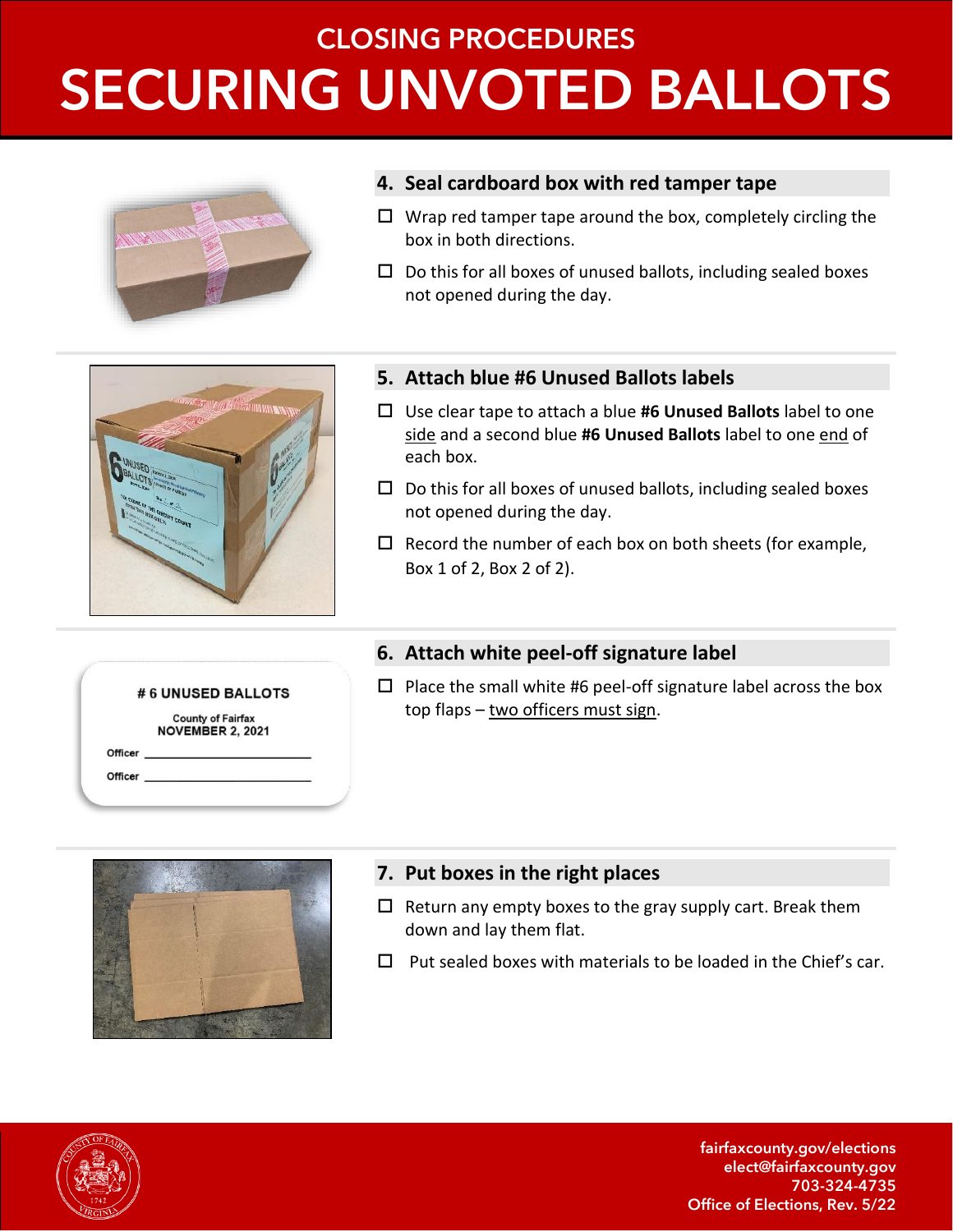# CLOSING PROCEDURES

# SECURING UNVOTED BALLOTS

## 4. Seal cardboard box with red tamper tape

- ☐ Wrap red tamper tape around the box, completely circling the box in both directions.
- ☐ Do this for all boxes of unused ballots, including sealed boxes not opened during the day.

## 5. Attach blue #6 Unused Ballots labels

- ☐ Use clear tape to attach a blue **#6 Unused Ballots** label to one side and a second blue **#6 Unused Ballots** label to one end of each box.
- ☐ Do this for all boxes of unused ballots, including sealed boxes not opened during the day.
- ☐ Record the number of each box on both sheets (for example, Box 1 of 2, Box 2 of 2).

**# 6 UNUSED BALLOTS**

County of Fairfax
NOVEMBER 2, 2021

Officer ______________________

Officer ______________________

## 6. Attach white peel-off signature label

- ☐ Place the small white #6 peel-off signature label across the box top flaps – two officers must sign.

## 7. Put boxes in the right places

- ☐ Return any empty boxes to the gray supply cart. Break them down and lay them flat.
- ☐ Put sealed boxes with materials to be loaded in the Chief's car.

fairfaxcounty.gov/elections
elect@fairfaxcounty.gov
703-324-4735
Office of Elections, Rev. 5/22